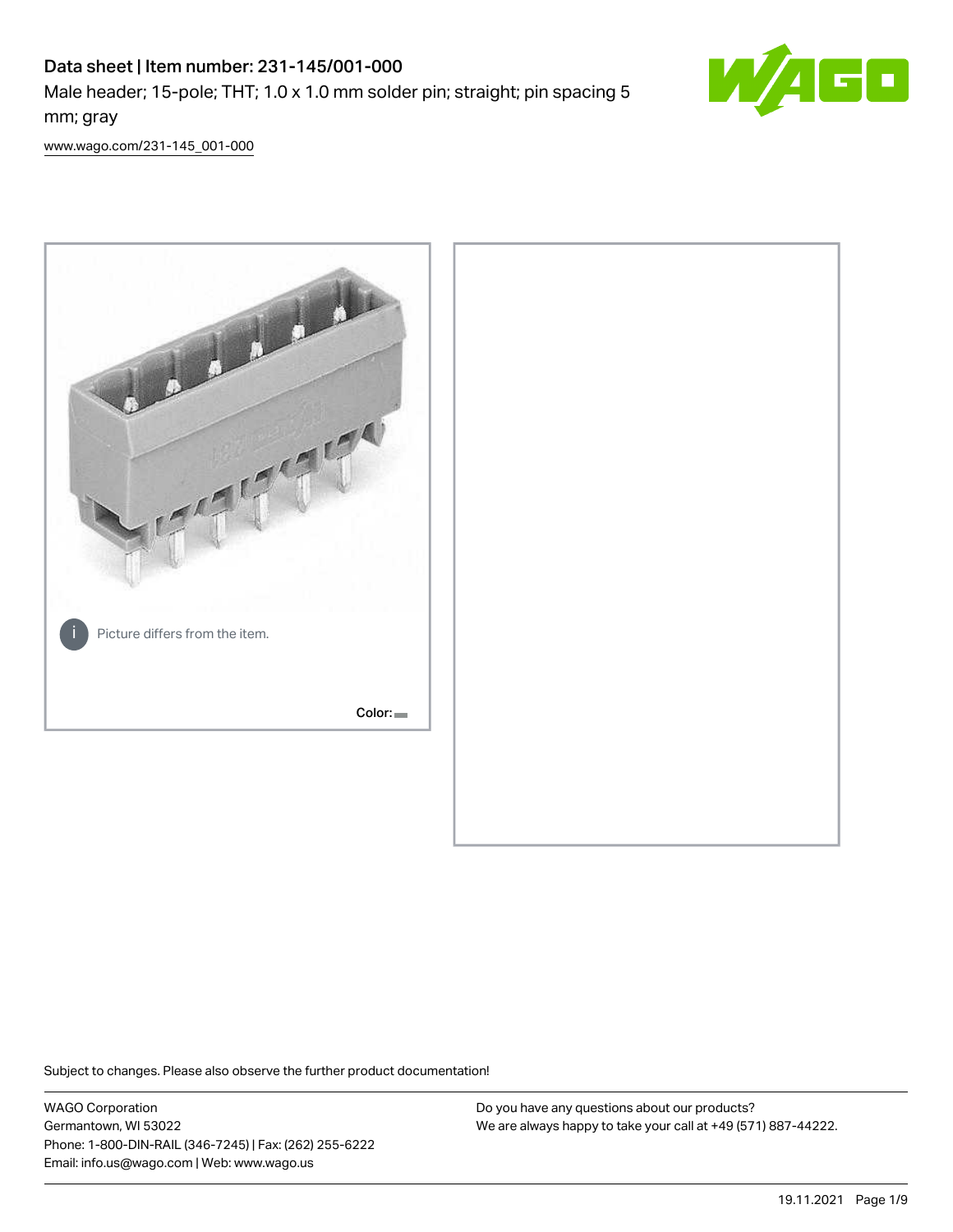# Data sheet | Item number: 231-145/001-000

Male header; 15-pole; THT; 1.0 x 1.0 mm solder pin; straight; pin spacing 5 mm; gray

www.wago.com/231-145_001-000

Picture differs from the item.

Color:

Subject to changes. Please also observe the further product documentation!

WAGO Corporation
Germantown, WI 53022
Phone: 1-800-DIN-RAIL (346-7245) | Fax: (262) 255-6222
Email: info.us@wago.com | Web: www.wago.us

Do you have any questions about our products?
We are always happy to take your call at +49 (571) 887-44222.

19.11.2021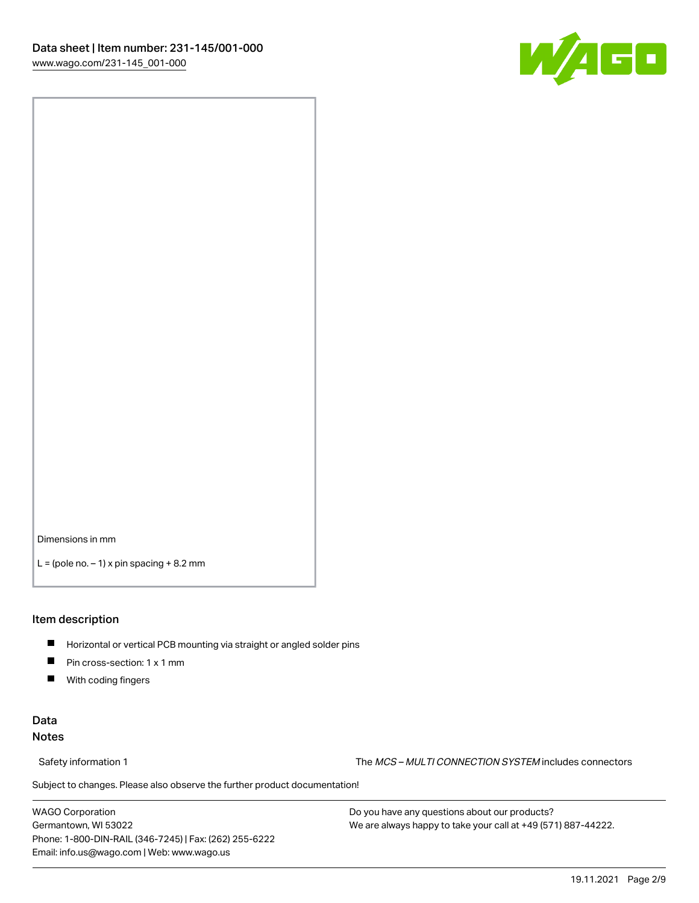Dimensions in mm

L = (pole no. – 1) x pin spacing + 8.2 mm

## Item description

- Horizontal or vertical PCB mounting via straight or angled solder pins
- Pin cross-section: 1 x 1 mm
- With coding fingers

## Data
## Notes

Safety information 1 The *MCS – MULTI CONNECTION SYSTEM* includes connectors

Subject to changes. Please also observe the further product documentation!

WAGO Corporation
Germantown, WI 53022
Phone: 1-800-DIN-RAIL (346-7245) | Fax: (262) 255-6222
Email: info.us@wago.com | Web: www.wago.us

Do you have any questions about our products?
We are always happy to take your call at +49 (571) 887-44222.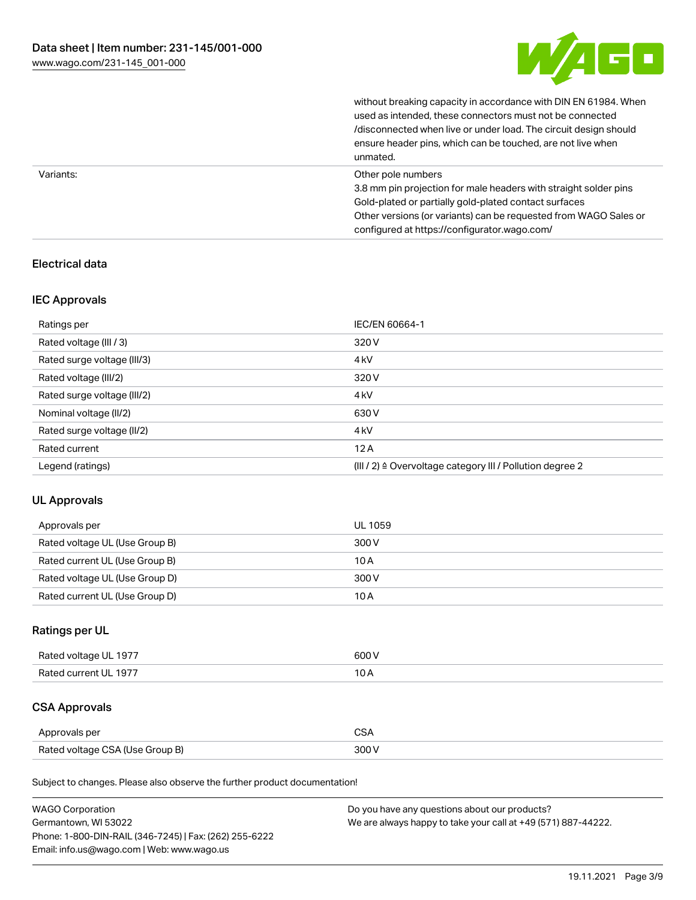| | |
|---|---|
| | without breaking capacity in accordance with DIN EN 61984. When used as intended, these connectors must not be connected /disconnected when live or under load. The circuit design should ensure header pins, which can be touched, are not live when unmated. |
| Variants: | Other pole numbers<br>3.8 mm pin projection for male headers with straight solder pins<br>Gold-plated or partially gold-plated contact surfaces<br>Other versions (or variants) can be requested from WAGO Sales or configured at https://configurator.wago.com/ |

## Electrical data

### IEC Approvals

| | |
|---|---|
| Ratings per | IEC/EN 60664-1 |
| Rated voltage (III / 3) | 320 V |
| Rated surge voltage (III/3) | 4 kV |
| Rated voltage (III/2) | 320 V |
| Rated surge voltage (III/2) | 4 kV |
| Nominal voltage (II/2) | 630 V |
| Rated surge voltage (II/2) | 4 kV |
| Rated current | 12 A |
| Legend (ratings) | (III / 2) ≙ Overvoltage category III / Pollution degree 2 |

### UL Approvals

| | |
|---|---|
| Approvals per | UL 1059 |
| Rated voltage UL (Use Group B) | 300 V |
| Rated current UL (Use Group B) | 10 A |
| Rated voltage UL (Use Group D) | 300 V |
| Rated current UL (Use Group D) | 10 A |

### Ratings per UL

| | |
|---|---|
| Rated voltage UL 1977 | 600 V |
| Rated current UL 1977 | 10 A |

### CSA Approvals

| | |
|---|---|
| Approvals per | CSA |
| Rated voltage CSA (Use Group B) | 300 V |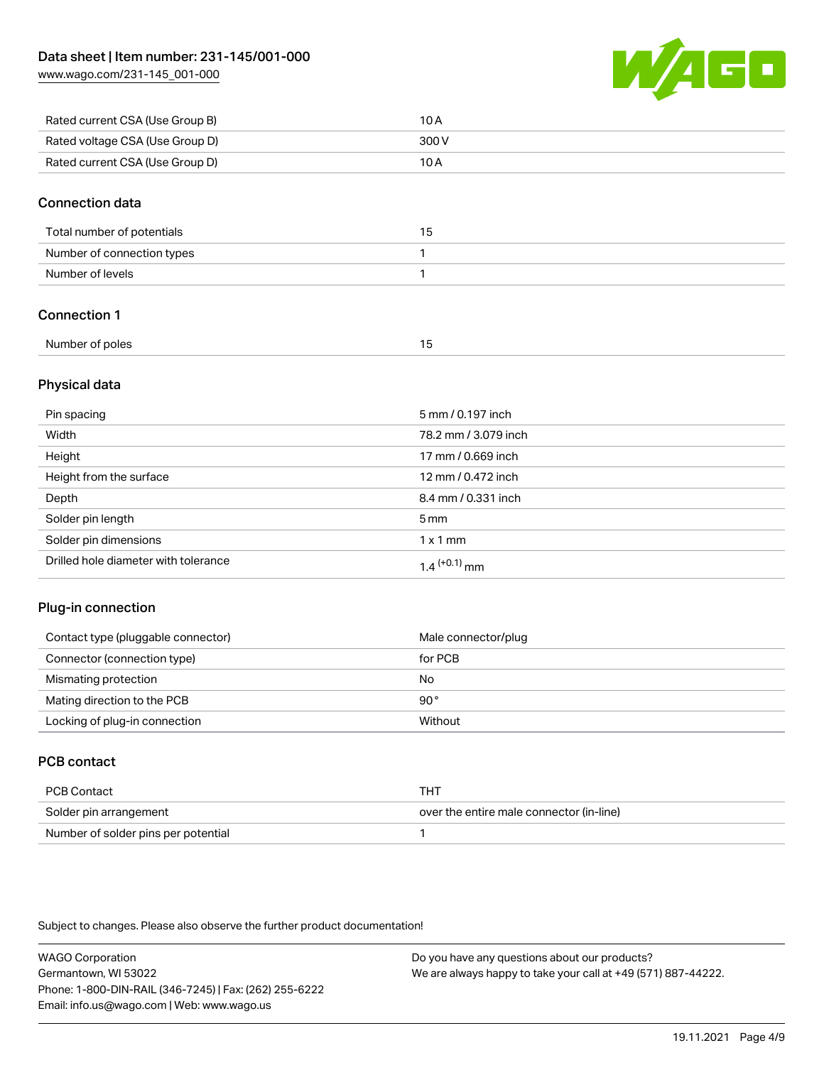| Rated current CSA (Use Group B) | 10 A |
| --- | --- |
| Rated voltage CSA (Use Group D) | 300 V |
| Rated current CSA (Use Group D) | 10 A |

## Connection data

| Total number of potentials | 15 |
| --- | --- |
| Number of connection types | 1 |
| Number of levels | 1 |

## Connection 1

| Number of poles | 15 |
| --- | --- |

## Physical data

| Pin spacing | 5 mm / 0.197 inch |
| --- | --- |
| Width | 78.2 mm / 3.079 inch |
| Height | 17 mm / 0.669 inch |
| Height from the surface | 12 mm / 0.472 inch |
| Depth | 8.4 mm / 0.331 inch |
| Solder pin length | 5 mm |
| Solder pin dimensions | 1 x 1 mm |
| Drilled hole diameter with tolerance | $1.4^{(+0.1)}$ mm |

## Plug-in connection

| Contact type (pluggable connector) | Male connector/plug |
| --- | --- |
| Connector (connection type) | for PCB |
| Mismating protection | No |
| Mating direction to the PCB | 90 ° |
| Locking of plug-in connection | Without |

## PCB contact

| PCB Contact | THT |
| --- | --- |
| Solder pin arrangement | over the entire male connector (in-line) |
| Number of solder pins per potential | 1 |

Subject to changes. Please also observe the further product documentation!

WAGO Corporation
Germantown, WI 53022
Phone: 1-800-DIN-RAIL (346-7245) | Fax: (262) 255-6222
Email: info.us@wago.com | Web: www.wago.us

Do you have any questions about our products?
We are always happy to take your call at +49 (571) 887-44222.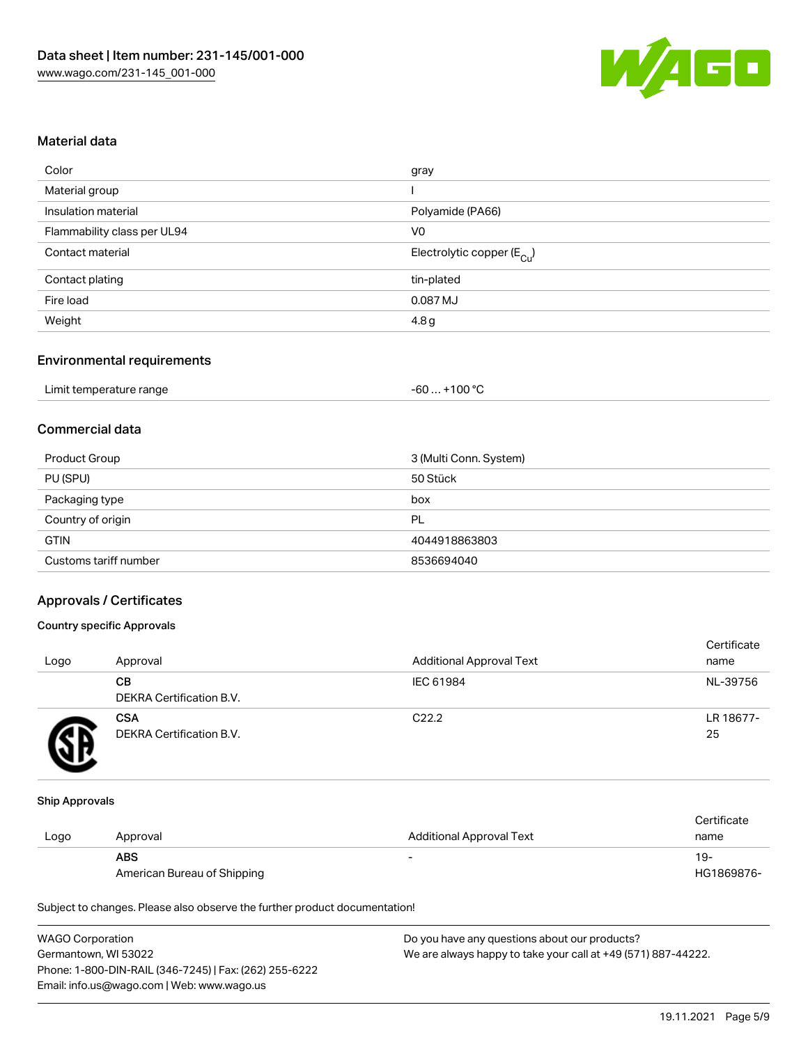## Material data

| Color | gray |
| --- | --- |
| Material group | I |
| Insulation material | Polyamide (PA66) |
| Flammability class per UL94 | V0 |
| Contact material | Electrolytic copper ($E_{Cu}$) |
| Contact plating | tin-plated |
| Fire load | 0.087 MJ |
| Weight | 4.8 g |

## Environmental requirements

| Limit temperature range | -60 … +100 °C |
| --- | --- |

## Commercial data

| Product Group | 3 (Multi Conn. System) |
| --- | --- |
| PU (SPU) | 50 Stück |
| Packaging type | box |
| Country of origin | PL |
| GTIN | 4044918863803 |
| Customs tariff number | 8536694040 |

## Approvals / Certificates

### Country specific Approvals

| Logo | Approval | Additional Approval Text | Certificate name |
| --- | --- | --- | --- |
| | **CB**<br>DEKRA Certification B.V. | IEC 61984 | NL-39756 |
| | **CSA**<br>DEKRA Certification B.V. | C22.2 | LR 18677-25 |

### Ship Approvals

| Logo | Approval | Additional Approval Text | Certificate name |
| --- | --- | --- | --- |
| | **ABS**<br>American Bureau of Shipping | - | 19-HG1869876- |

Subject to changes. Please also observe the further product documentation!

WAGO Corporation
Germantown, WI 53022
Phone: 1-800-DIN-RAIL (346-7245) | Fax: (262) 255-6222
Email: info.us@wago.com | Web: www.wago.us

Do you have any questions about our products?
We are always happy to take your call at +49 (571) 887-44222.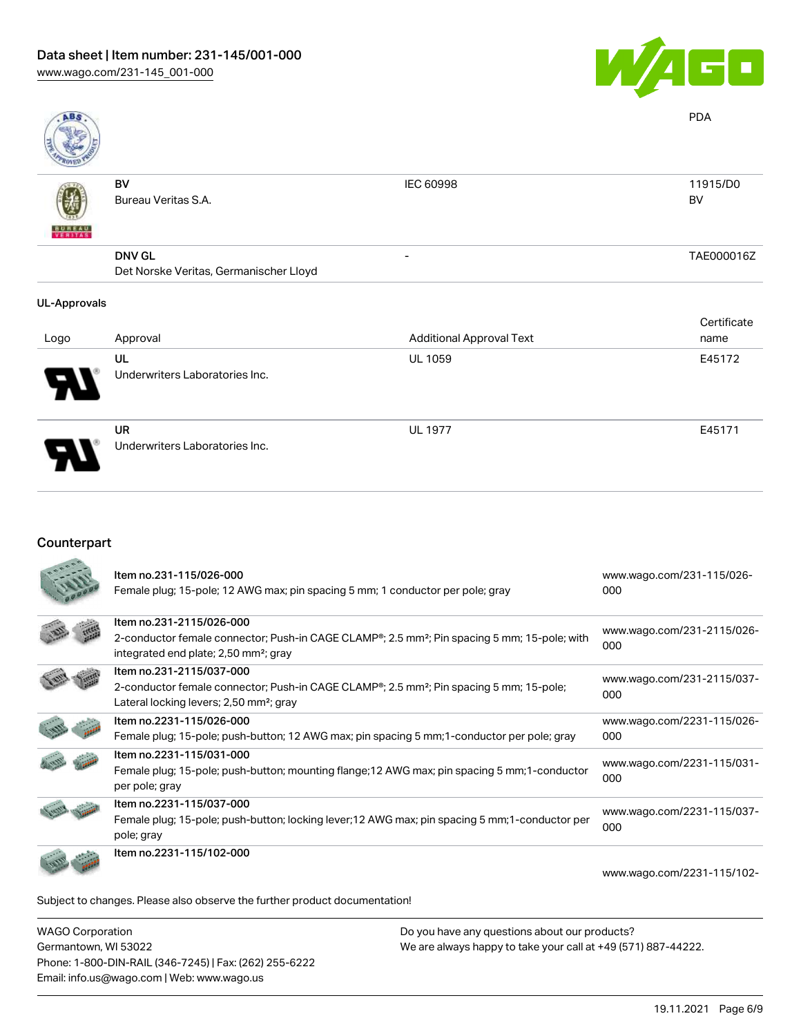| | | | PDA |
|---|---|---|---|
| | BV<br>Bureau Veritas S.A. | IEC 60998 | 11915/D0<br>BV |
| | DNV GL<br>Det Norske Veritas, Germanischer Lloyd | - | TAE000016Z |

UL-Approvals

| Logo | Approval | Additional Approval Text | Certificate name |
|---|---|---|---|
| | UL<br>Underwriters Laboratories Inc. | UL 1059 | E45172 |
| | UR<br>Underwriters Laboratories Inc. | UL 1977 | E45171 |

## Counterpart

| | | |
|---|---|---|
| | Item no.231-115/026-000<br>Female plug; 15-pole; 12 AWG max; pin spacing 5 mm; 1 conductor per pole; gray | www.wago.com/231-115/026-000 |
| | Item no.231-2115/026-000<br>2-conductor female connector; Push-in CAGE CLAMP®; 2.5 mm²; Pin spacing 5 mm; 15-pole; with integrated end plate; 2,50 mm²; gray | www.wago.com/231-2115/026-000 |
| | Item no.231-2115/037-000<br>2-conductor female connector; Push-in CAGE CLAMP®; 2.5 mm²; Pin spacing 5 mm; 15-pole; Lateral locking levers; 2,50 mm²; gray | www.wago.com/231-2115/037-000 |
| | Item no.2231-115/026-000<br>Female plug; 15-pole; push-button; 12 AWG max; pin spacing 5 mm;1-conductor per pole; gray | www.wago.com/2231-115/026-000 |
| | Item no.2231-115/031-000<br>Female plug; 15-pole; push-button; mounting flange;12 AWG max; pin spacing 5 mm;1-conductor per pole; gray | www.wago.com/2231-115/031-000 |
| | Item no.2231-115/037-000<br>Female plug; 15-pole; push-button; locking lever;12 AWG max; pin spacing 5 mm;1-conductor per pole; gray | www.wago.com/2231-115/037-000 |
| | Item no.2231-115/102-000 | www.wago.com/2231-115/102- |

Subject to changes. Please also observe the further product documentation!

WAGO Corporation
Germantown, WI 53022
Phone: 1-800-DIN-RAIL (346-7245) | Fax: (262) 255-6222
Email: info.us@wago.com | Web: www.wago.us

Do you have any questions about our products?
We are always happy to take your call at +49 (571) 887-44222.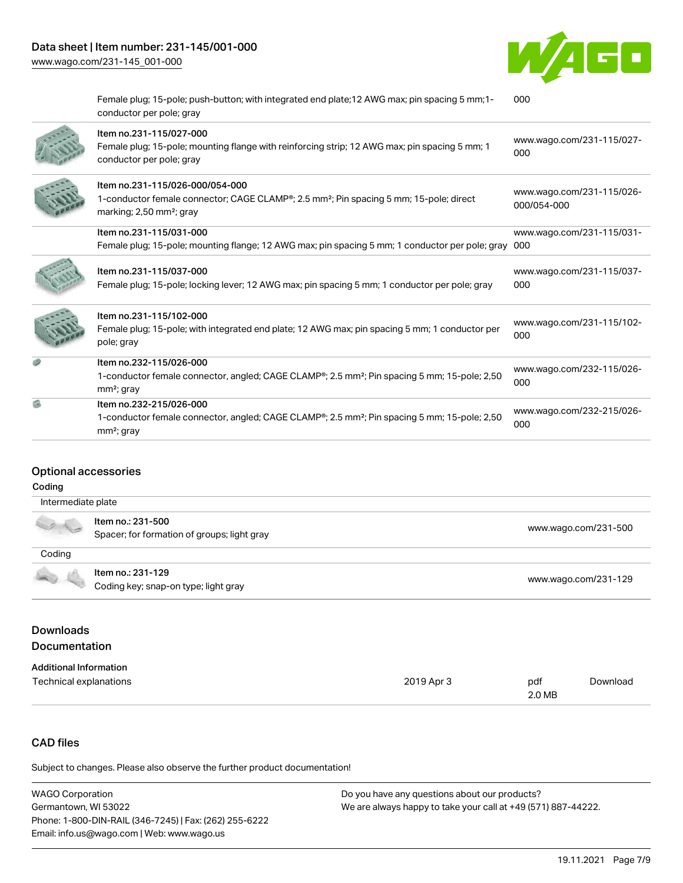| | | |
|---|---|---|
| | Female plug; 15-pole; push-button; with integrated end plate;12 AWG max; pin spacing 5 mm;1-conductor per pole; gray | 000 |
| | Item no.231-115/027-000<br>Female plug; 15-pole; mounting flange with reinforcing strip; 12 AWG max; pin spacing 5 mm; 1 conductor per pole; gray | www.wago.com/231-115/027-000 |
| | Item no.231-115/026-000/054-000<br>1-conductor female connector; CAGE CLAMP®; 2.5 mm²; Pin spacing 5 mm; 15-pole; direct marking; 2,50 mm²; gray | www.wago.com/231-115/026-000/054-000 |
| | Item no.231-115/031-000<br>Female plug; 15-pole; mounting flange; 12 AWG max; pin spacing 5 mm; 1 conductor per pole; gray | www.wago.com/231-115/031-000 |
| | Item no.231-115/037-000<br>Female plug; 15-pole; locking lever; 12 AWG max; pin spacing 5 mm; 1 conductor per pole; gray | www.wago.com/231-115/037-000 |
| | Item no.231-115/102-000<br>Female plug; 15-pole; with integrated end plate; 12 AWG max; pin spacing 5 mm; 1 conductor per pole; gray | www.wago.com/231-115/102-000 |
| | Item no.232-115/026-000<br>1-conductor female connector, angled; CAGE CLAMP®; 2.5 mm²; Pin spacing 5 mm; 15-pole; 2,50 mm²; gray | www.wago.com/232-115/026-000 |
| | Item no.232-215/026-000<br>1-conductor female connector, angled; CAGE CLAMP®; 2.5 mm²; Pin spacing 5 mm; 15-pole; 2,50 mm²; gray | www.wago.com/232-215/026-000 |

## Optional accessories

Coding

| | | |
|---|---|---|
| Intermediate plate | | |
| | Item no.: 231-500<br>Spacer; for formation of groups; light gray | www.wago.com/231-500 |
| Coding | | |
| | Item no.: 231-129<br>Coding key; snap-on type; light gray | www.wago.com/231-129 |

## Downloads

### Documentation

Additional Information

| | | | |
|---|---|---|---|
| Technical explanations | 2019 Apr 3 | pdf<br>2.0 MB | Download |

## CAD files

Subject to changes. Please also observe the further product documentation!

WAGO Corporation
Germantown, WI 53022
Phone: 1-800-DIN-RAIL (346-7245) | Fax: (262) 255-6222
Email: info.us@wago.com | Web: www.wago.us

Do you have any questions about our products?
We are always happy to take your call at +49 (571) 887-44222.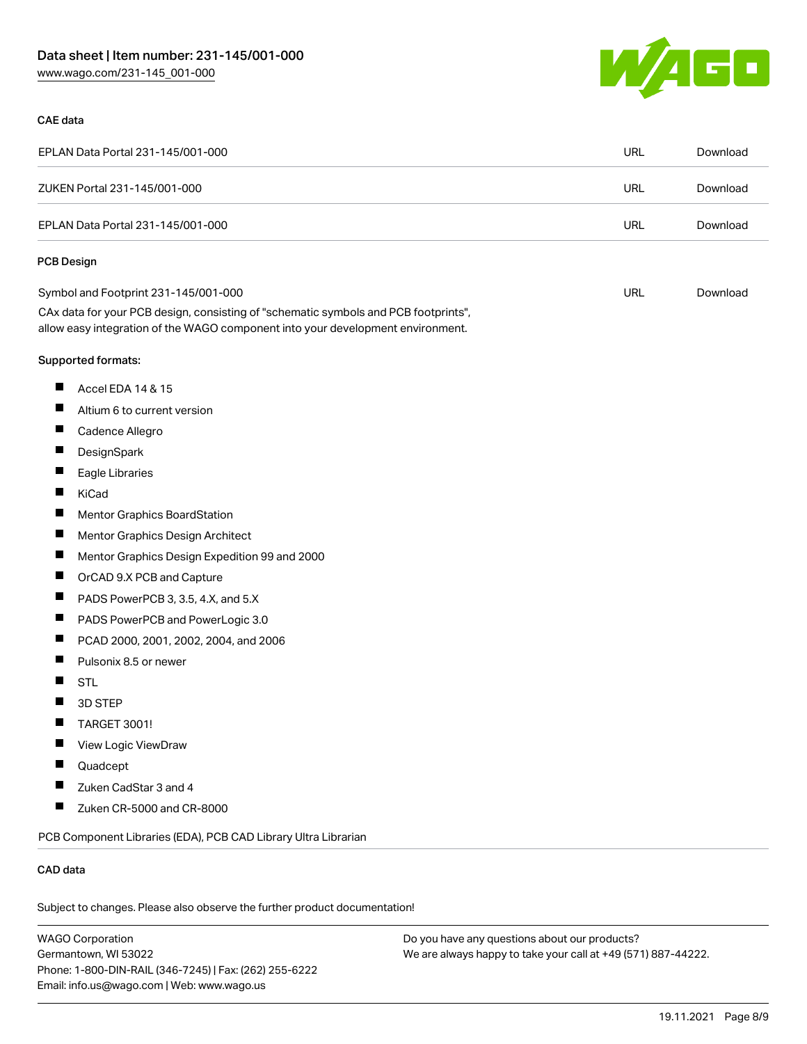### CAE data

| | | |
|---|---|---|
| EPLAN Data Portal 231-145/001-000 | URL | Download |
| ZUKEN Portal 231-145/001-000 | URL | Download |
| EPLAN Data Portal 231-145/001-000 | URL | Download |

### PCB Design

| | | |
|---|---|---|
| Symbol and Footprint 231-145/001-000 | URL | Download |

CAx data for your PCB design, consisting of "schematic symbols and PCB footprints", allow easy integration of the WAGO component into your development environment.

Supported formats:

- Accel EDA 14 & 15
- Altium 6 to current version
- Cadence Allegro
- DesignSpark
- Eagle Libraries
- KiCad
- Mentor Graphics BoardStation
- Mentor Graphics Design Architect
- Mentor Graphics Design Expedition 99 and 2000
- OrCAD 9.X PCB and Capture
- PADS PowerPCB 3, 3.5, 4.X, and 5.X
- PADS PowerPCB and PowerLogic 3.0
- PCAD 2000, 2001, 2002, 2004, and 2006
- Pulsonix 8.5 or newer
- STL
- 3D STEP
- TARGET 3001!
- View Logic ViewDraw
- Quadcept
- Zuken CadStar 3 and 4
- Zuken CR-5000 and CR-8000

PCB Component Libraries (EDA), PCB CAD Library Ultra Librarian

### CAD data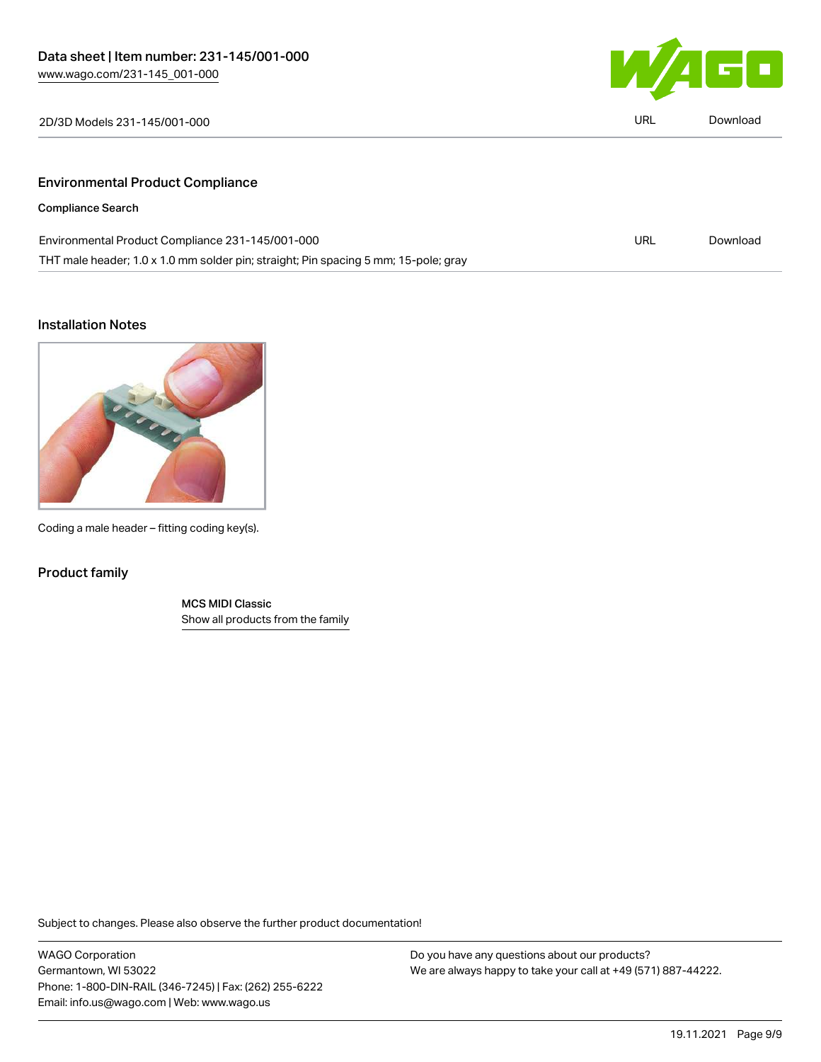| | | |
|---|---|---|
| 2D/3D Models 231-145/001-000 | URL | Download |

## Environmental Product Compliance

**Compliance Search**

| | | |
|---|---|---|
| Environmental Product Compliance 231-145/001-000<br>THT male header; 1.0 x 1.0 mm solder pin; straight; Pin spacing 5 mm; 15-pole; gray | URL | Download |

## Installation Notes

Coding a male header – fitting coding key(s).

## Product family

MCS MIDI Classic
Show all products from the family

Subject to changes. Please also observe the further product documentation!

WAGO Corporation
Germantown, WI 53022
Phone: 1-800-DIN-RAIL (346-7245) | Fax: (262) 255-6222
Email: info.us@wago.com | Web: www.wago.us

Do you have any questions about our products?
We are always happy to take your call at +49 (571) 887-44222.